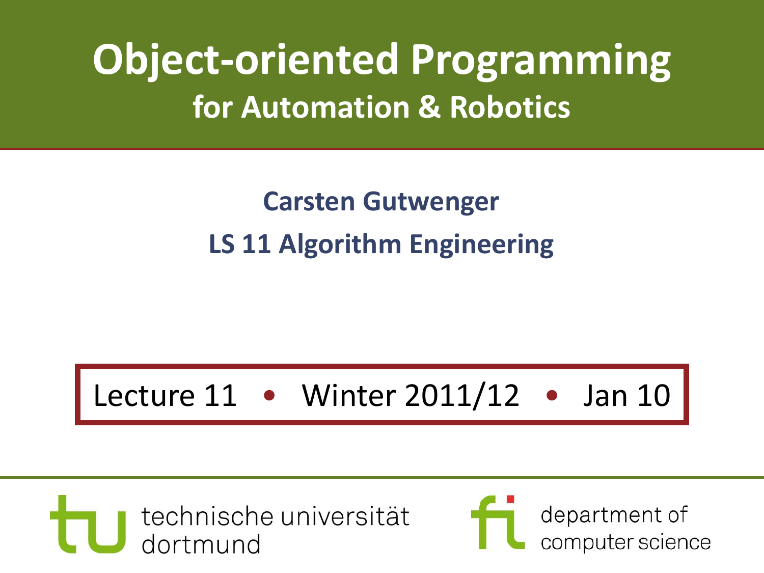# Object-oriented Programming

## for Automation & Robotics

**Carsten Gutwenger**

**LS 11 Algorithm Engineering**

Lecture 11 • Winter 2011/12 • Jan 10

technische universität dortmund

department of computer science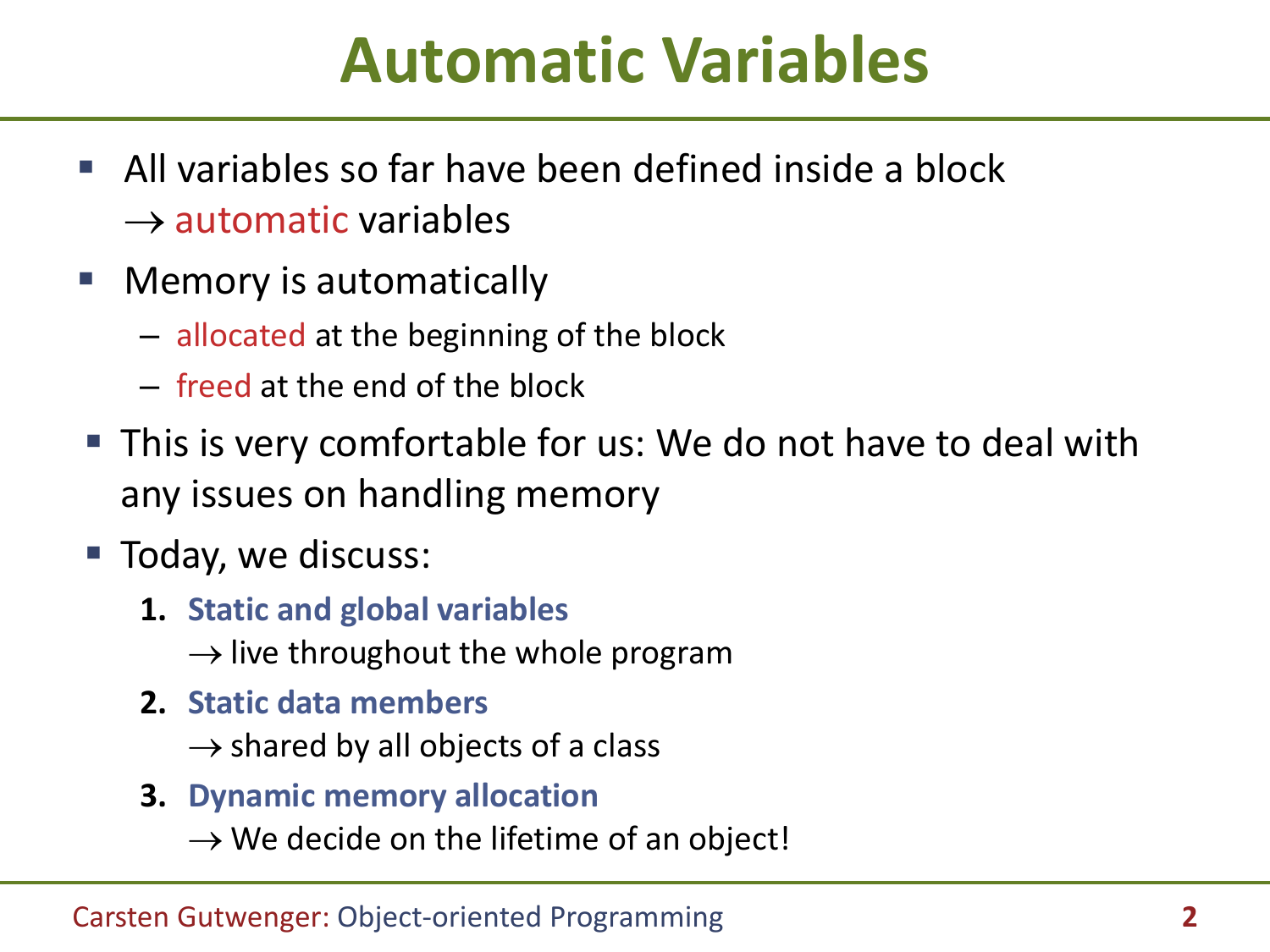# Automatic Variables

- All variables so far have been defined inside a block
  $\rightarrow$ automatic variables
- Memory is automatically
  - allocated at the beginning of the block
  - freed at the end of the block
- This is very comfortable for us: We do not have to deal with any issues on handling memory
- Today, we discuss:
  1. **Static and global variables**
     $\rightarrow$ live throughout the whole program
  2. **Static data members**
     $\rightarrow$ shared by all objects of a class
  3. **Dynamic memory allocation**
     $\rightarrow$ We decide on the lifetime of an object!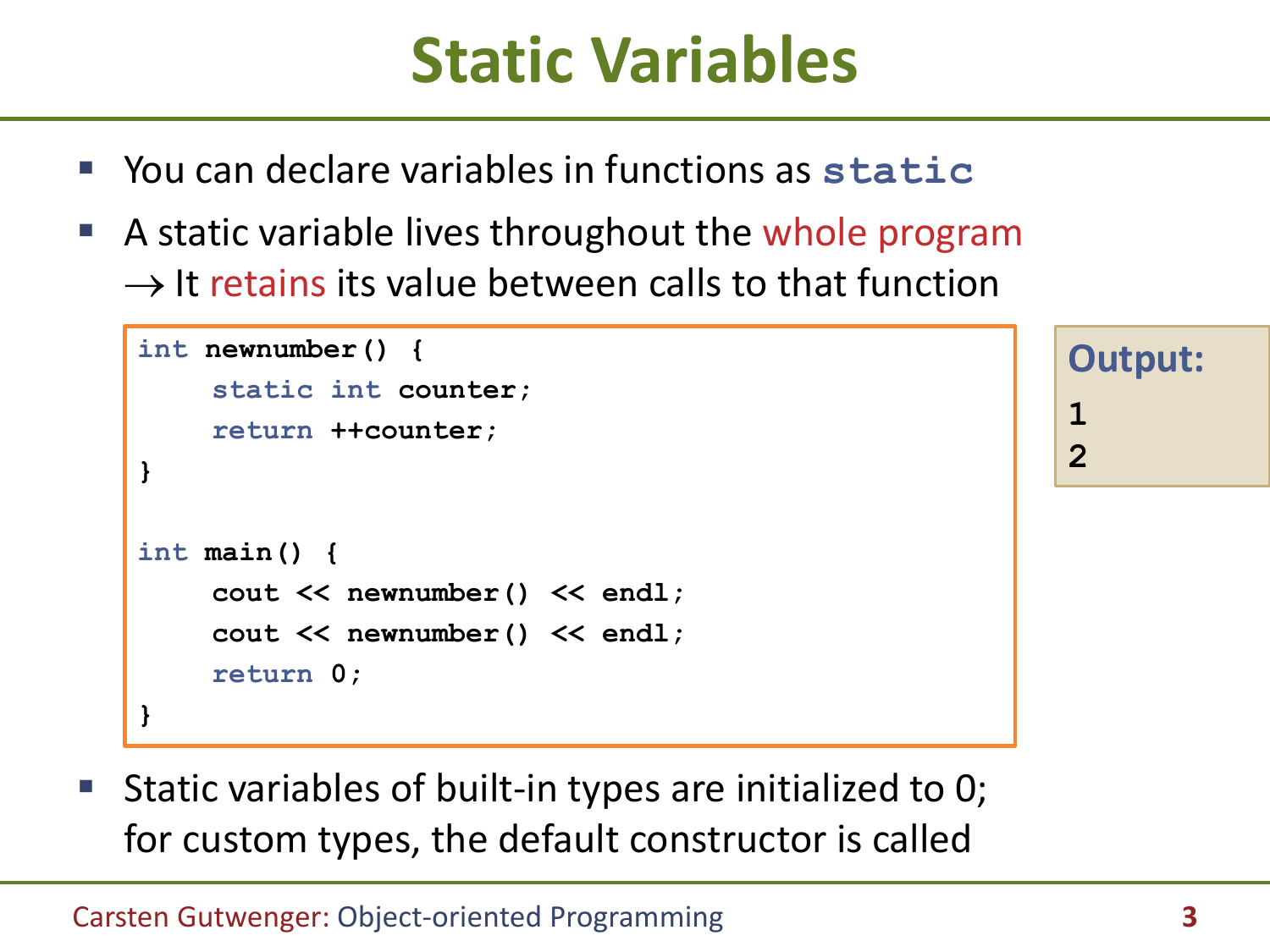# Static Variables

- You can declare variables in functions as `static`
- A static variable lives throughout the whole program
  → It retains its value between calls to that function

```
int newnumber() {
     static int counter;
     return ++counter;
}

int main() {
     cout << newnumber() << endl;
     cout << newnumber() << endl;
     return 0;
}
```

**Output:**

```
1
2
```

- Static variables of built-in types are initialized to 0; for custom types, the default constructor is called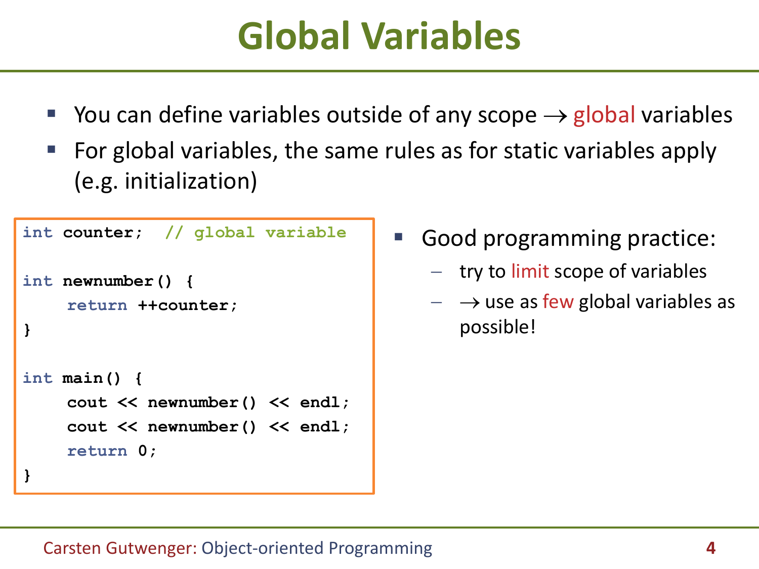# Global Variables

- You can define variables outside of any scope → global variables
- For global variables, the same rules as for static variables apply (e.g. initialization)

```
int counter;  // global variable

int newnumber() {
    return ++counter;
}

int main() {
    cout << newnumber() << endl;
    cout << newnumber() << endl;
    return 0;
}
```

- Good programming practice:
  - try to limit scope of variables
  - → use as few global variables as possible!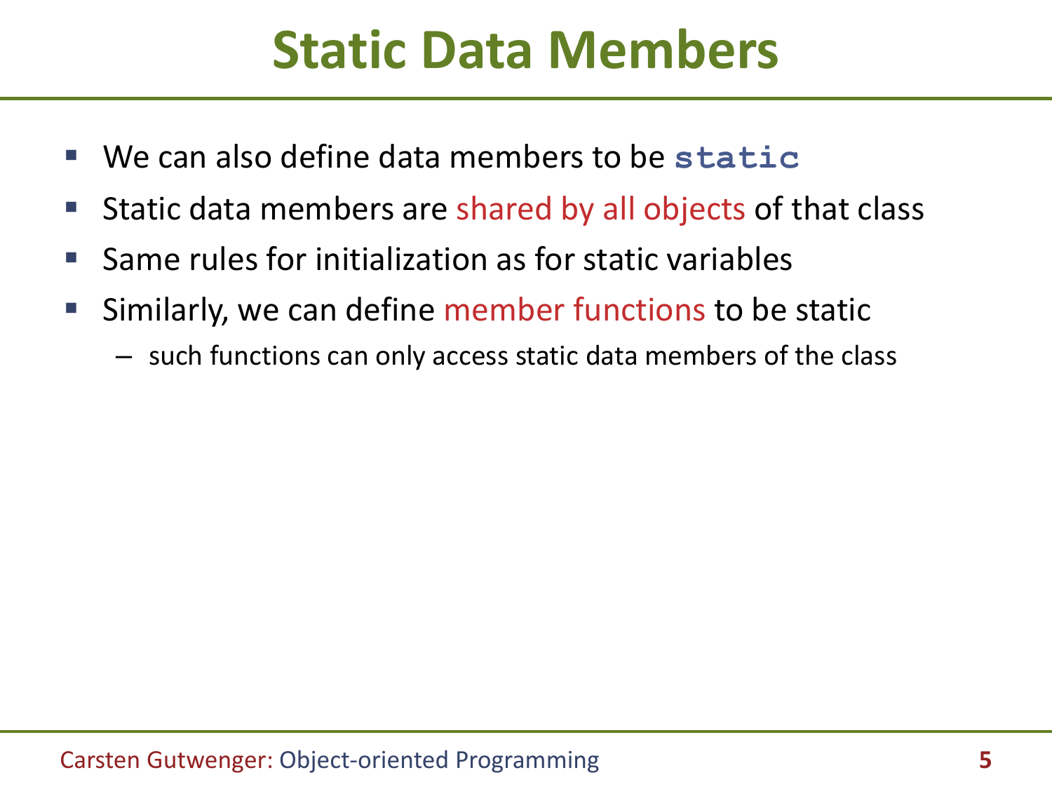# Static Data Members

- We can also define data members to be `static`
- Static data members are shared by all objects of that class
- Same rules for initialization as for static variables
- Similarly, we can define member functions to be static
  - such functions can only access static data members of the class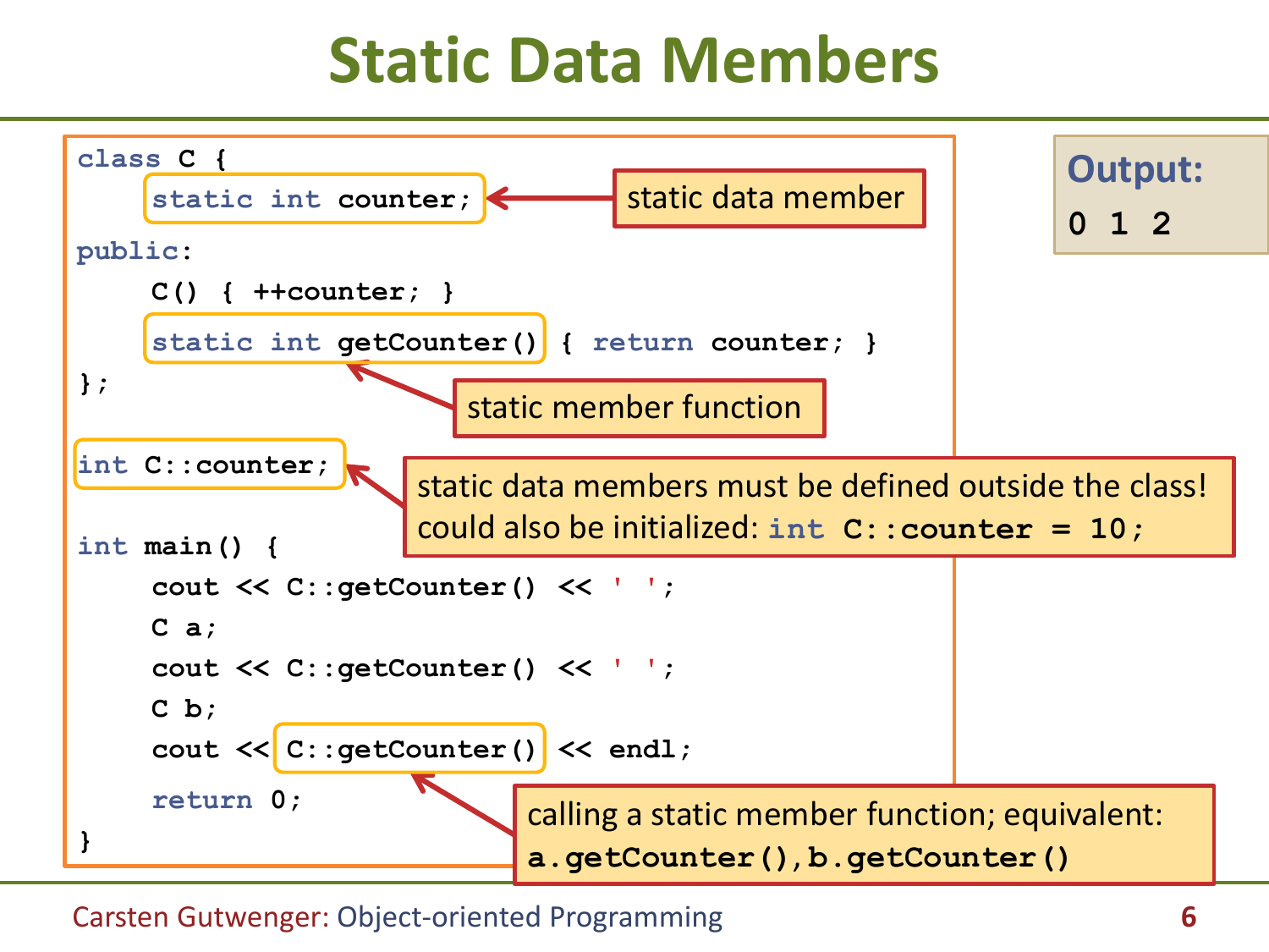# Static Data Members

```cpp
class C {
    static int counter;
public:
    C() { ++counter; }
    static int getCounter() { return counter; }
};

int C::counter;

int main() {
    cout << C::getCounter() << ' ';
    C a;
    cout << C::getCounter() << ' ';
    C b;
    cout << C::getCounter() << endl;
    return 0;
}
```

- `static int counter;` — static data member
- `static int getCounter()` — static member function
- `int C::counter;` — static data members must be defined outside the class! could also be initialized: `int C::counter = 10;`
- `C::getCounter()` — calling a static member function; equivalent: `a.getCounter(),b.getCounter()`

**Output:**

```
0 1 2
```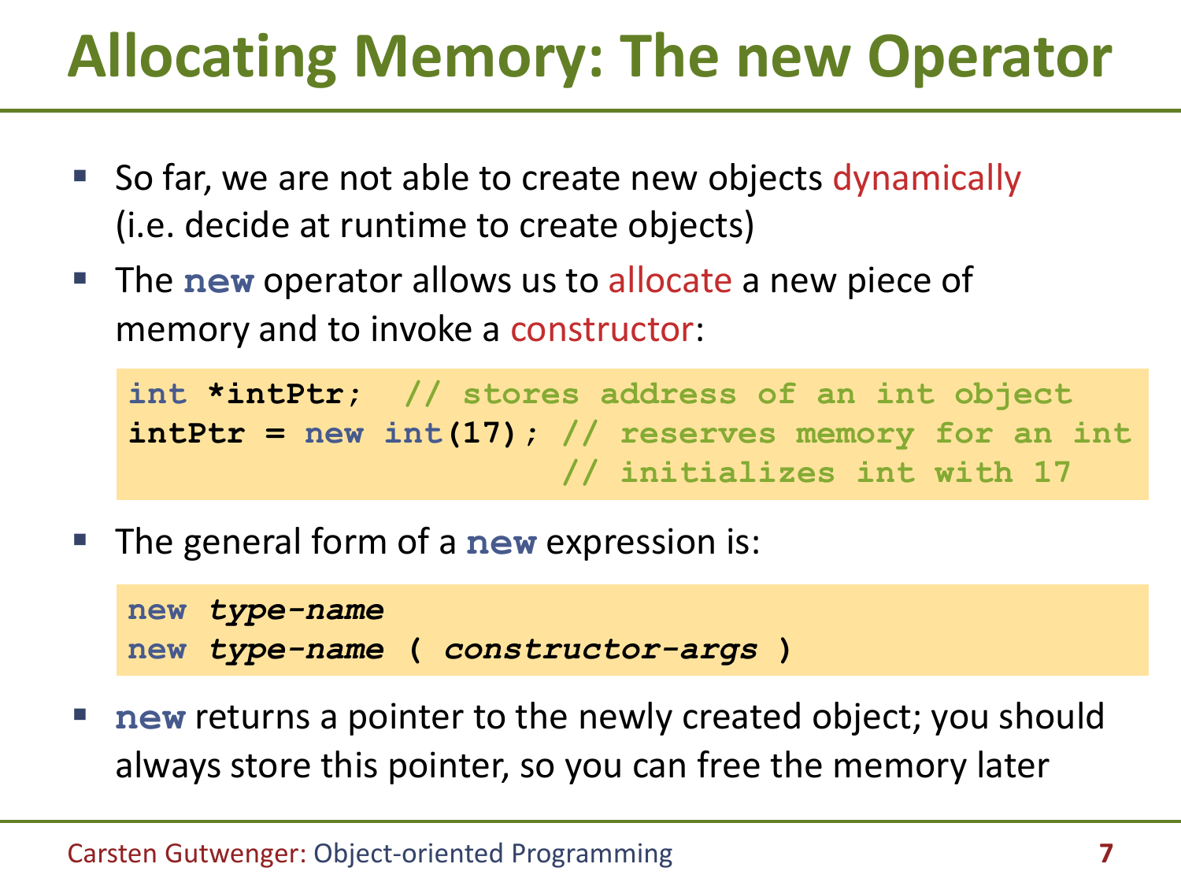# Allocating Memory: The new Operator

- So far, we are not able to create new objects dynamically (i.e. decide at runtime to create objects)
- The **new** operator allows us to allocate a new piece of memory and to invoke a constructor:

```
int *intPtr;  // stores address of an int object
intPtr = new int(17); // reserves memory for an int
                      // initializes int with 17
```

- The general form of a **new** expression is:

```
new type-name
new type-name ( constructor-args )
```

- **new** returns a pointer to the newly created object; you should always store this pointer, so you can free the memory later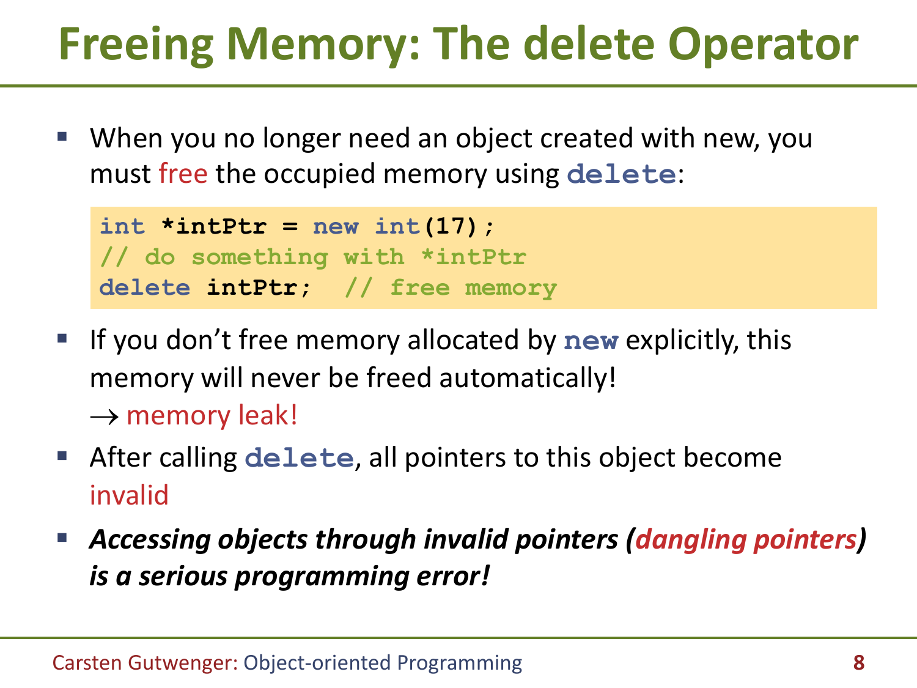# Freeing Memory: The delete Operator

- When you no longer need an object created with new, you must free the occupied memory using `delete`:

```
int *intPtr = new int(17);
// do something with *intPtr
delete intPtr;  // free memory
```

- If you don't free memory allocated by `new` explicitly, this memory will never be freed automatically!
  → memory leak!
- After calling `delete`, all pointers to this object become invalid
- ***Accessing objects through invalid pointers (dangling pointers) is a serious programming error!***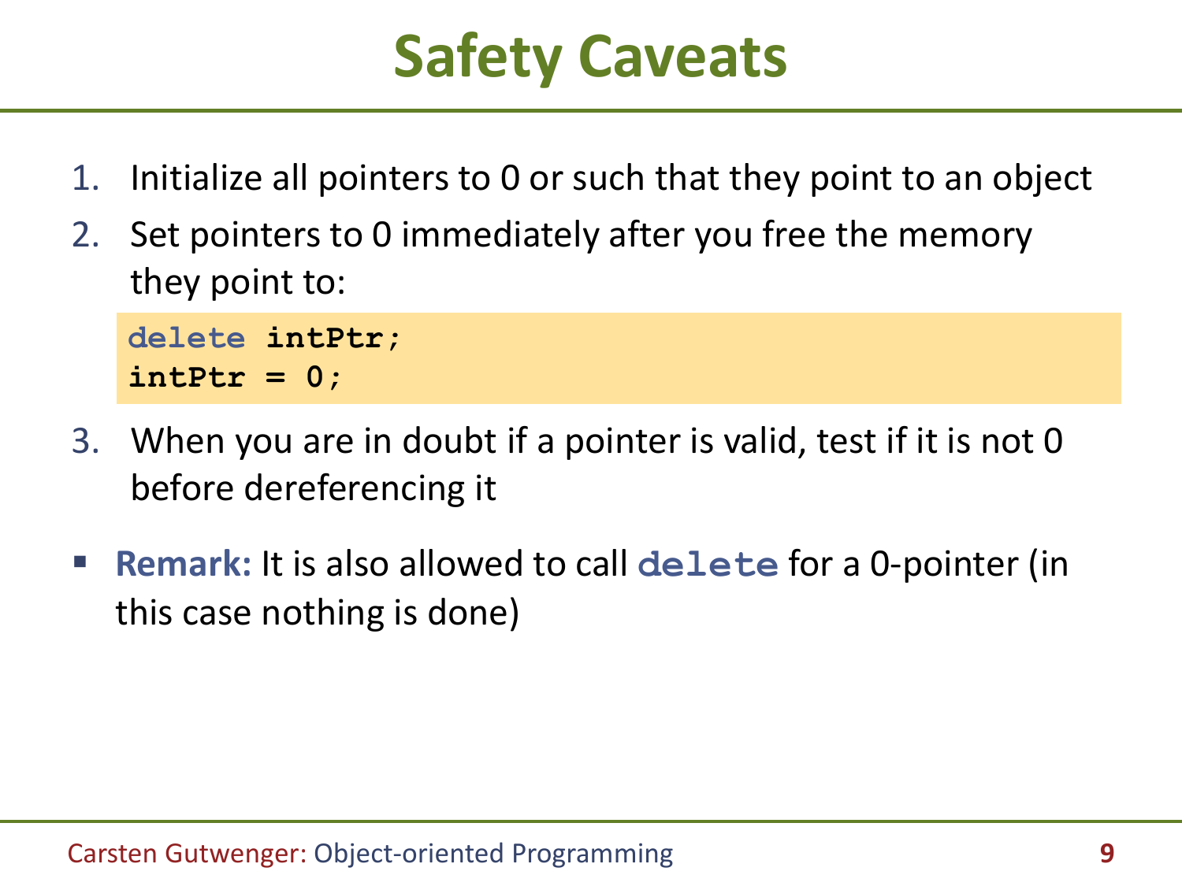# Safety Caveats

1. Initialize all pointers to 0 or such that they point to an object
2. Set pointers to 0 immediately after you free the memory they point to:

```
delete intPtr;
intPtr = 0;
```

3. When you are in doubt if a pointer is valid, test if it is not 0 before dereferencing it

- **Remark:** It is also allowed to call `delete` for a 0-pointer (in this case nothing is done)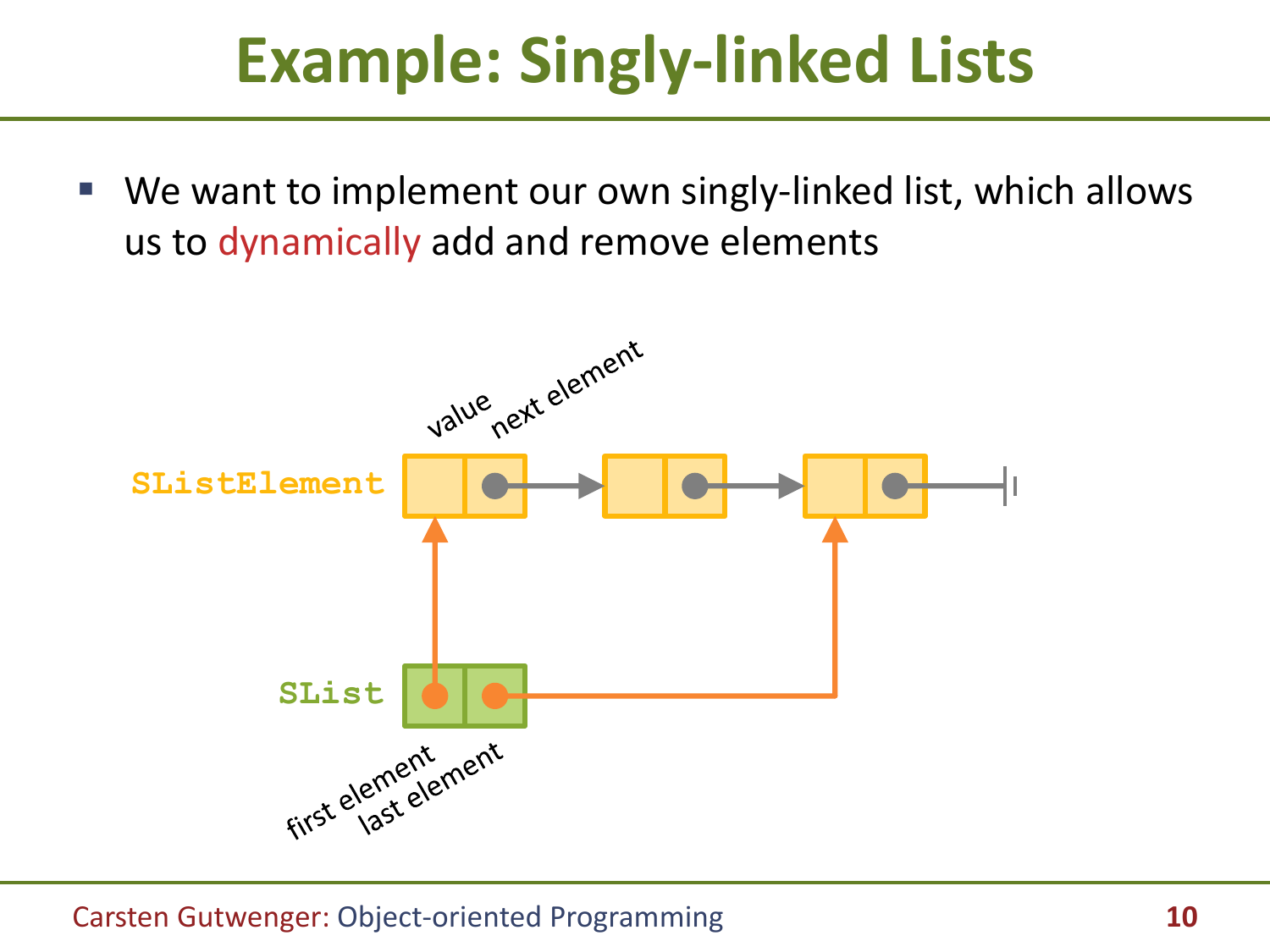# Example: Singly-linked Lists

- We want to implement our own singly-linked list, which allows us to dynamically add and remove elements

SListElement

value

next element

SList

first element

last element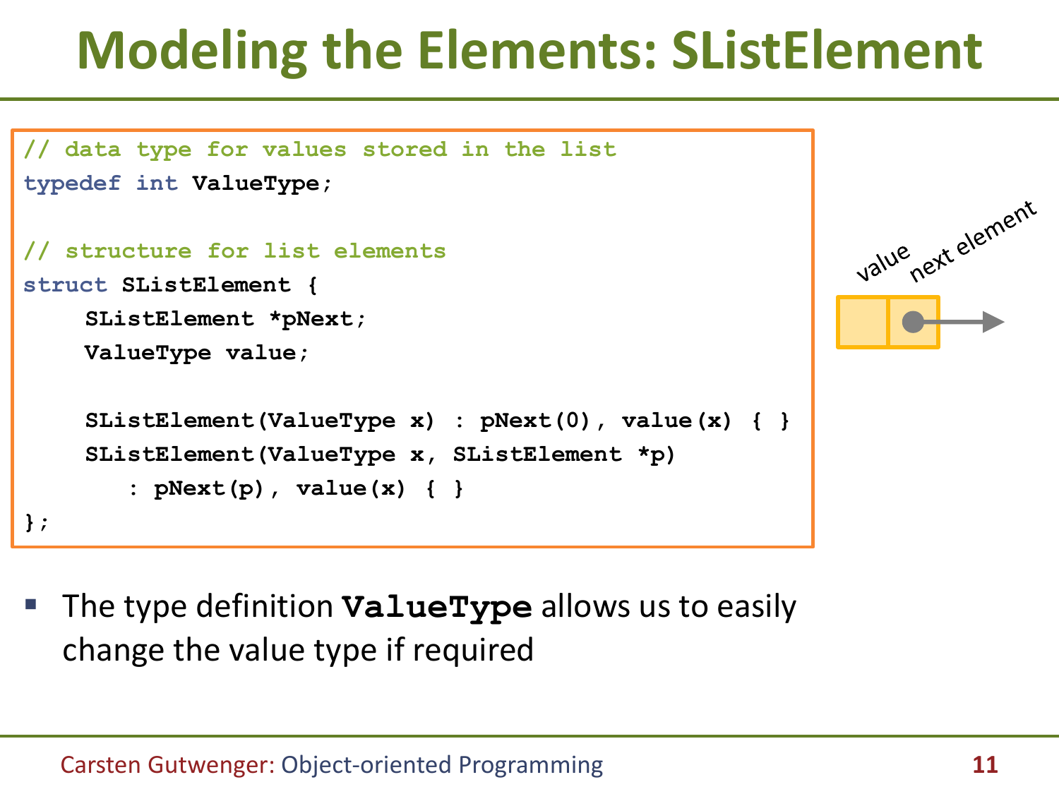# Modeling the Elements: SListElement

```
// data type for values stored in the list
typedef int ValueType;

// structure for list elements
struct SListElement {
    SListElement *pNext;
    ValueType value;

    SListElement(ValueType x) : pNext(0), value(x) { }
    SListElement(ValueType x, SListElement *p)
        : pNext(p), value(x) { }
};
```

value | next element

- The type definition **`ValueType`** allows us to easily change the value type if required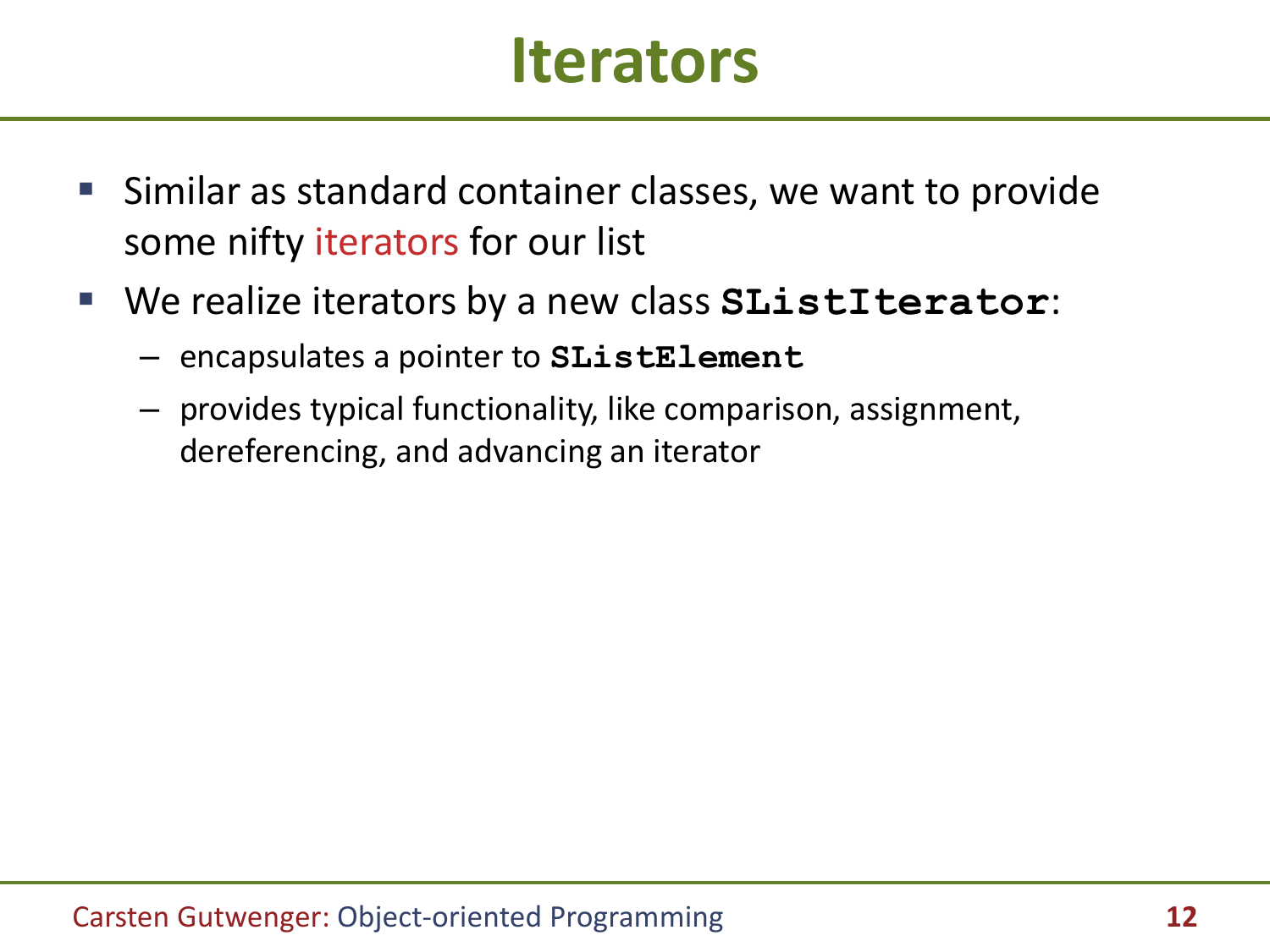# Iterators

- Similar as standard container classes, we want to provide some nifty iterators for our list
- We realize iterators by a new class **`SListIterator`**:
  - encapsulates a pointer to **`SListElement`**
  - provides typical functionality, like comparison, assignment, dereferencing, and advancing an iterator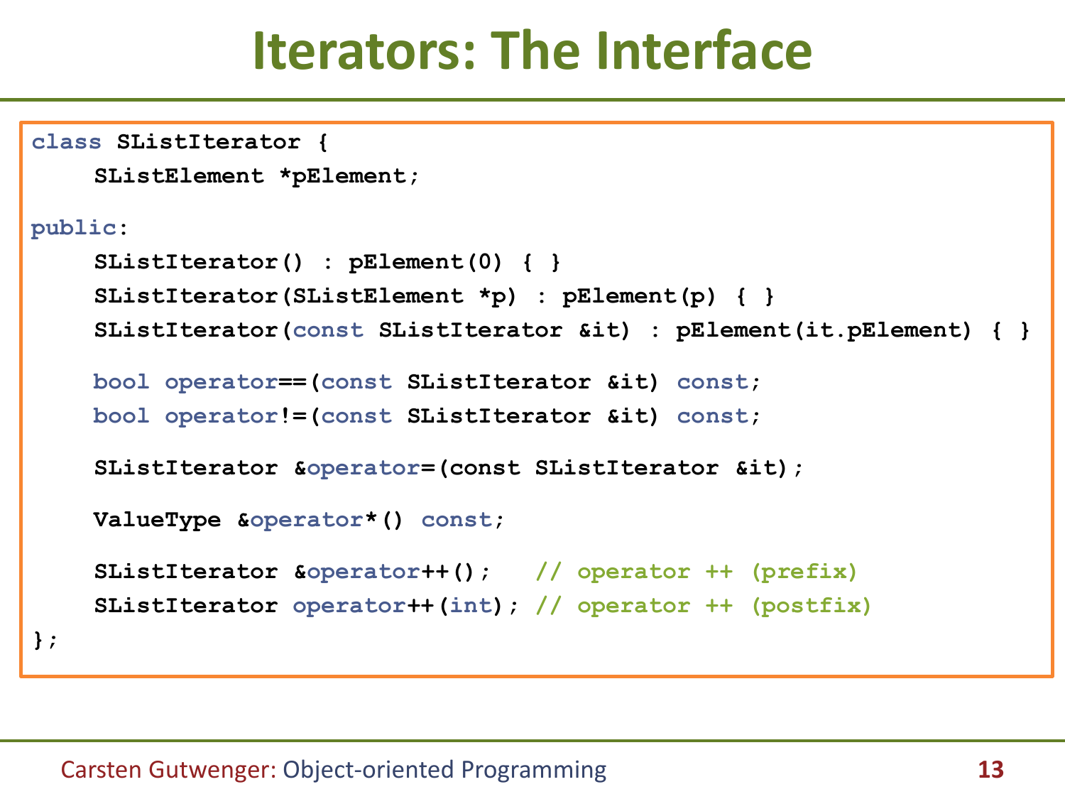# Iterators: The Interface

```
class SListIterator {
    SListElement *pElement;

public:
    SListIterator() : pElement(0) { }
    SListIterator(SListElement *p) : pElement(p) { }
    SListIterator(const SListIterator &it) : pElement(it.pElement) { }

    bool operator==(const SListIterator &it) const;
    bool operator!=(const SListIterator &it) const;

    SListIterator &operator=(const SListIterator &it);

    ValueType &operator*() const;

    SListIterator &operator++();   // operator ++ (prefix)
    SListIterator operator++(int); // operator ++ (postfix)
};
```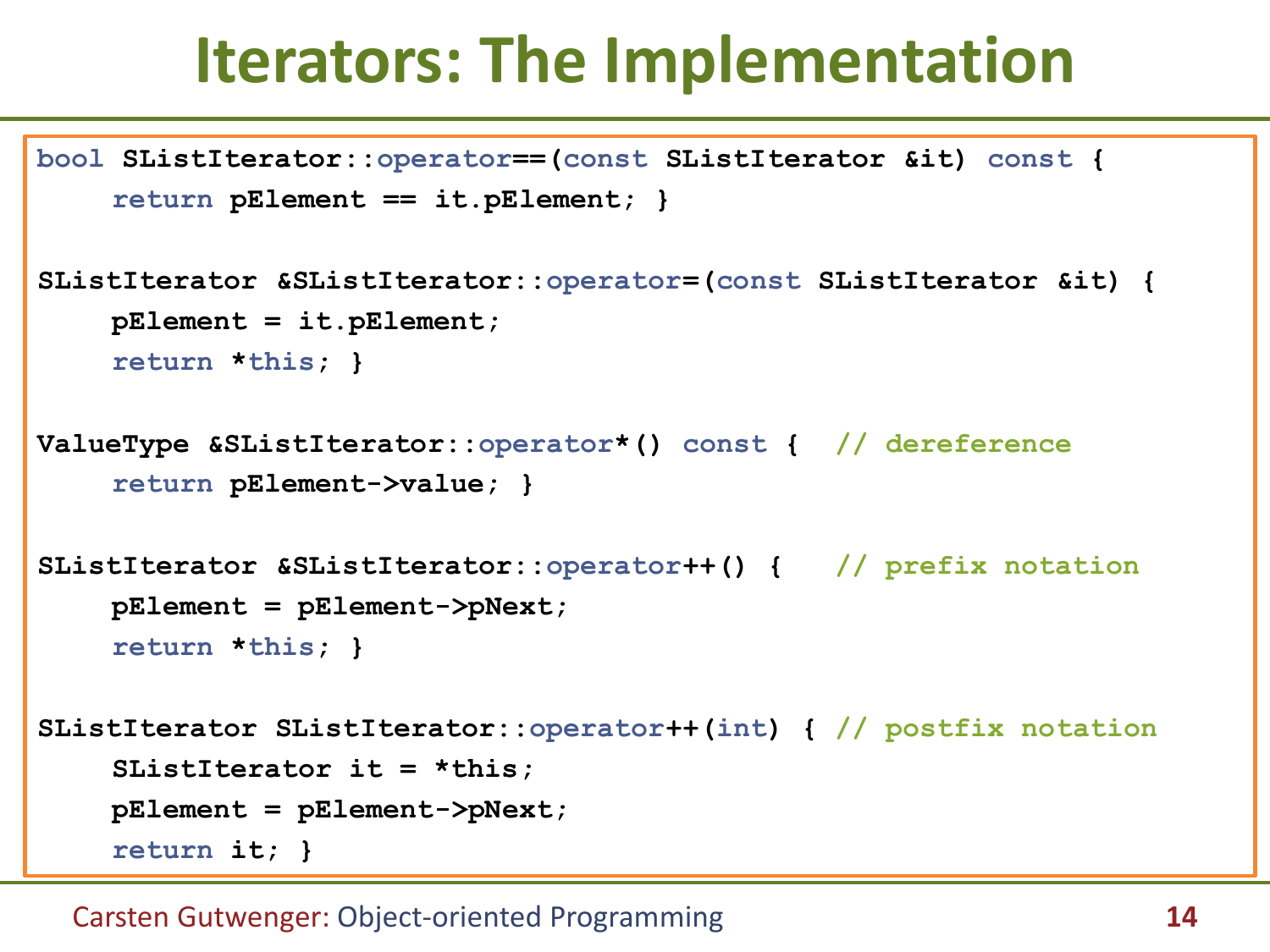# Iterators: The Implementation

```
bool SListIterator::operator==(const SListIterator &it) const {
    return pElement == it.pElement; }

SListIterator &SListIterator::operator=(const SListIterator &it) {
    pElement = it.pElement;
    return *this; }

ValueType &SListIterator::operator*() const {  // dereference
    return pElement->value; }

SListIterator &SListIterator::operator++() {   // prefix notation
    pElement = pElement->pNext;
    return *this; }

SListIterator SListIterator::operator++(int) { // postfix notation
    SListIterator it = *this;
    pElement = pElement->pNext;
    return it; }
```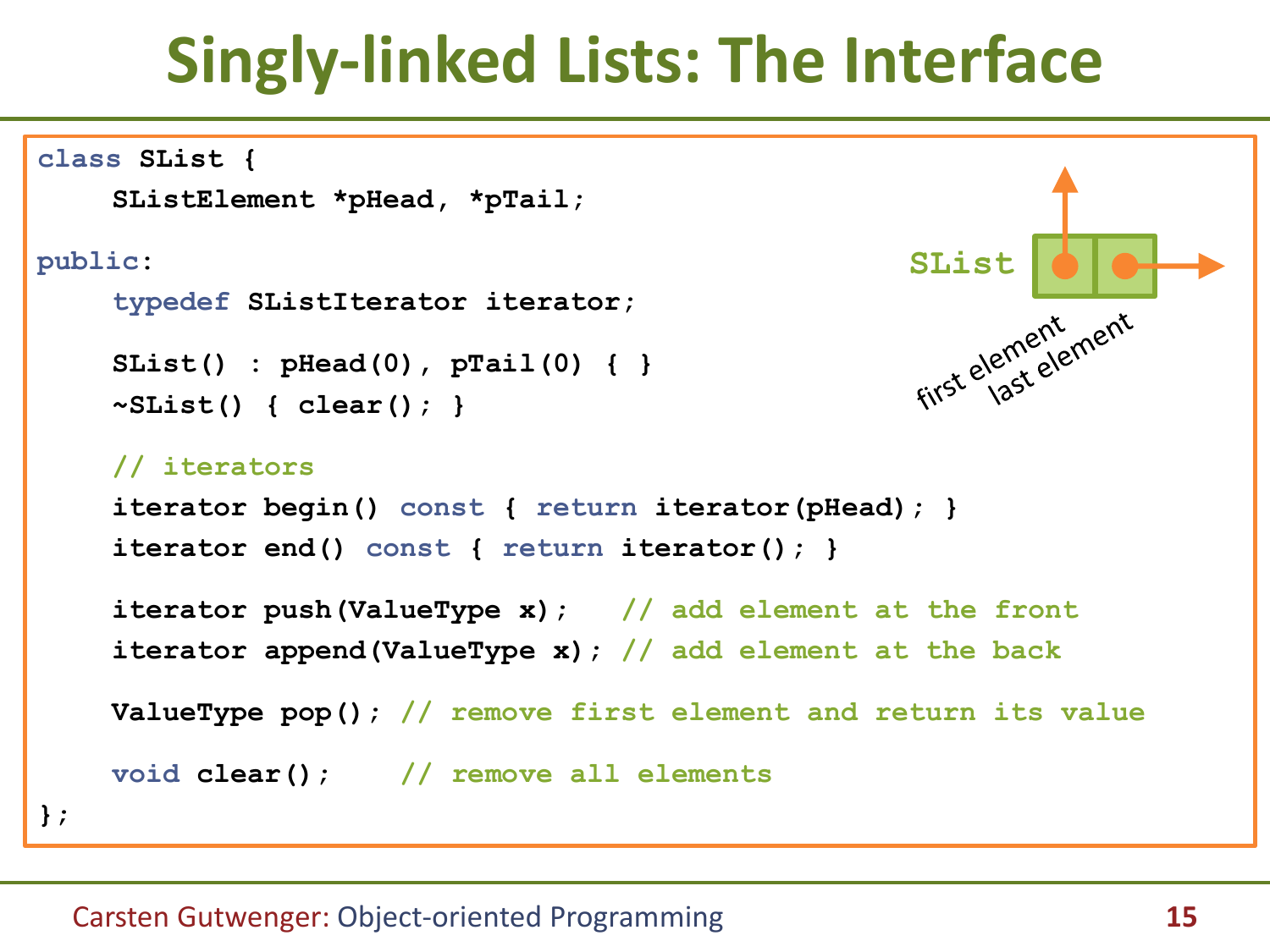# Singly-linked Lists: The Interface

```
class SList {
    SListElement *pHead, *pTail;

public:
    typedef SListIterator iterator;

    SList() : pHead(0), pTail(0) { }
    ~SList() { clear(); }

    // iterators
    iterator begin() const { return iterator(pHead); }
    iterator end() const { return iterator(); }

    iterator push(ValueType x);   // add element at the front
    iterator append(ValueType x); // add element at the back

    ValueType pop(); // remove first element and return its value

    void clear();    // remove all elements
};
```

SList — first element, last element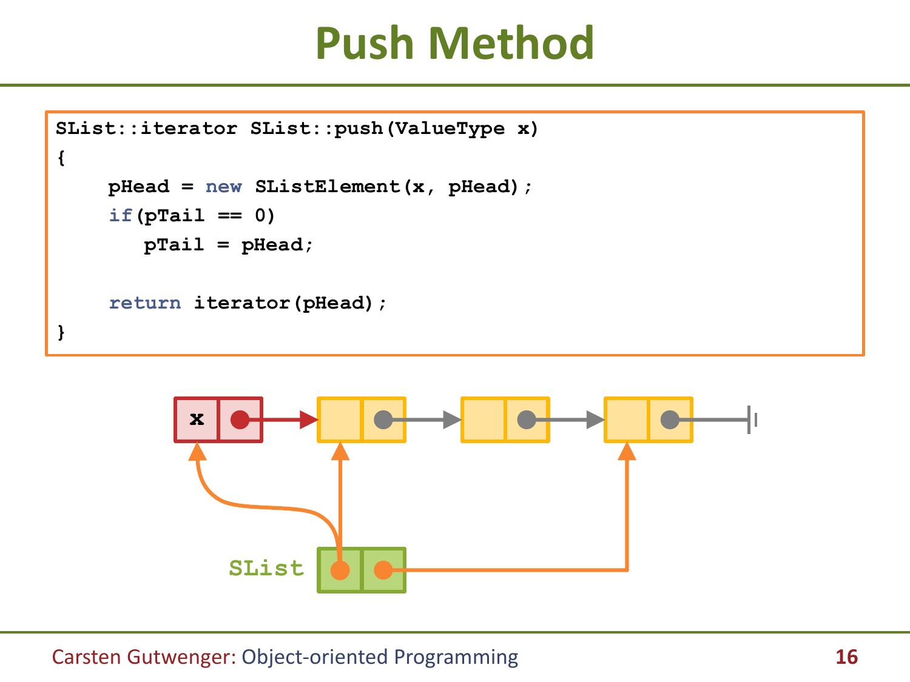# Push Method

```
SList::iterator SList::push(ValueType x)
{
    pHead = new SListElement(x, pHead);
    if(pTail == 0)
       pTail = pHead;

    return iterator(pHead);
}
```

x

SList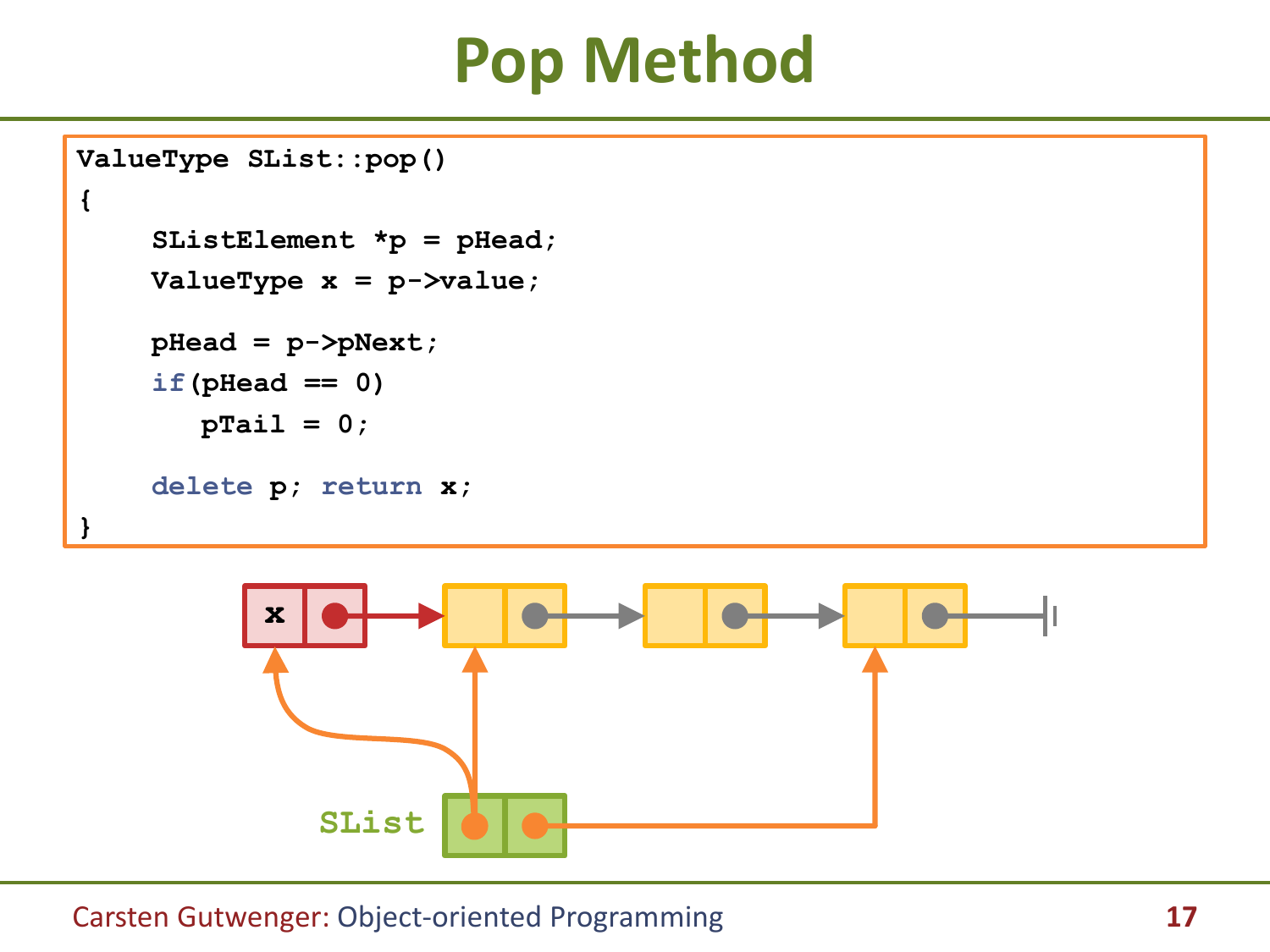# Pop Method

```
ValueType SList::pop()
{
    SListElement *p = pHead;
    ValueType x = p->value;

    pHead = p->pNext;
    if(pHead == 0)
       pTail = 0;

    delete p; return x;
}
```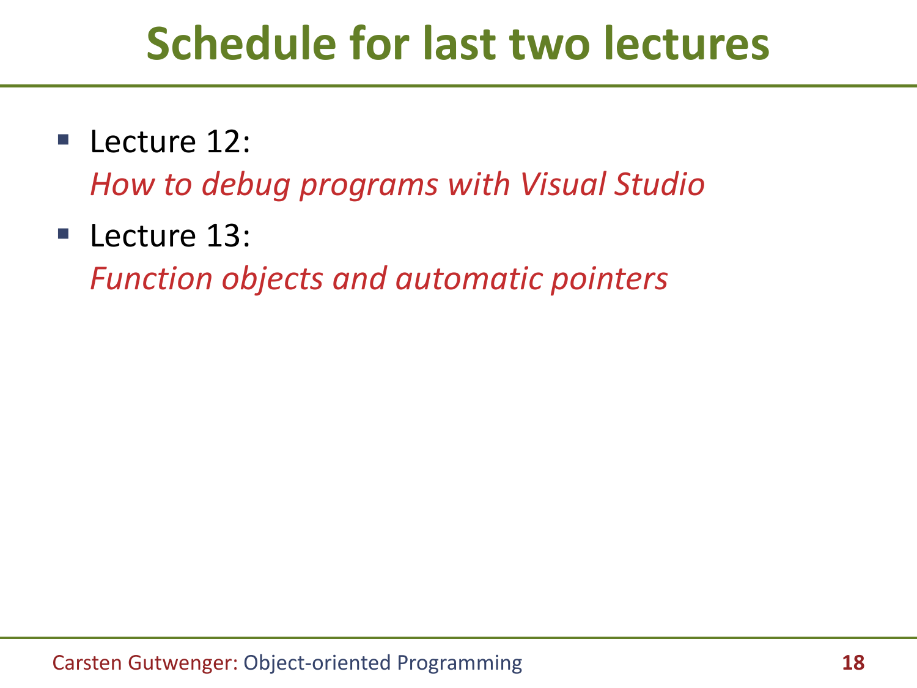# Schedule for last two lectures

- Lecture 12:
  *How to debug programs with Visual Studio*
- Lecture 13:
  *Function objects and automatic pointers*